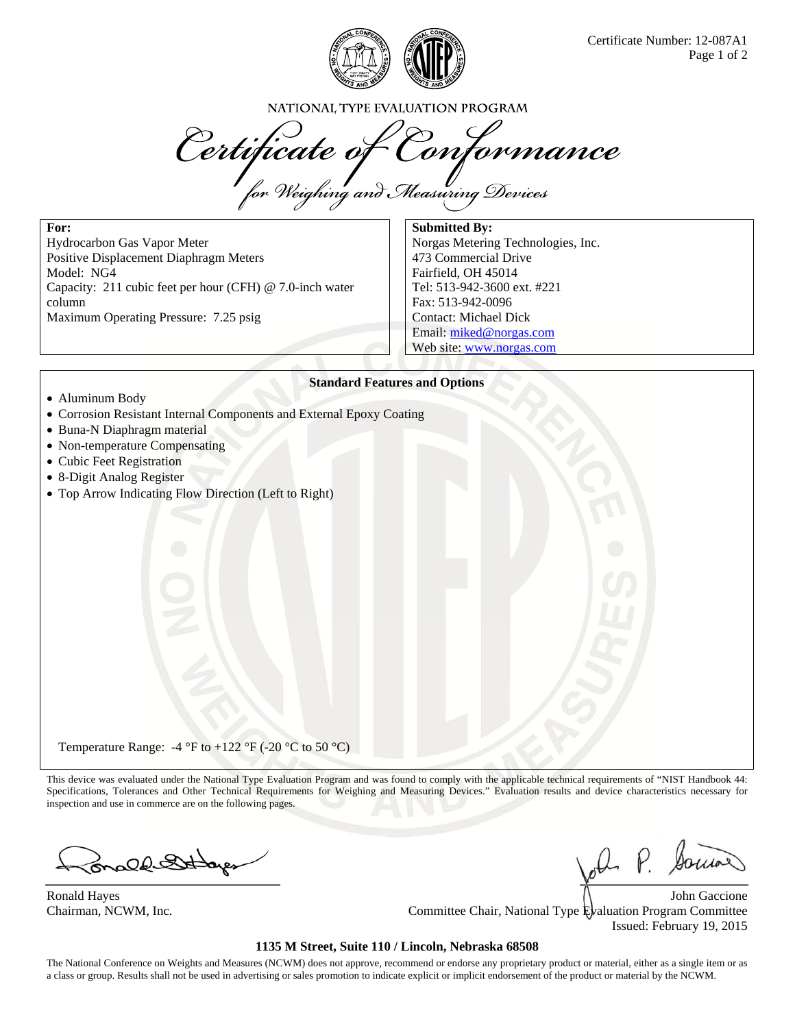Certificate Number: 12-087A1

NATIONAL TYPE EVALUATION PROGRAM

# *Certificate of Conformance*

*for Weighing and Measuring Devices*

**For:**
Hydrocarbon Gas Vapor Meter
Positive Displacement Diaphragm Meters
Model: NG4
Capacity: 211 cubic feet per hour (CFH) @ 7.0-inch water column
Maximum Operating Pressure: 7.25 psig

**Submitted By:**
Norgas Metering Technologies, Inc.
473 Commercial Drive
Fairfield, OH 45014
Tel: 513-942-3600 ext. #221
Fax: 513-942-0096
Contact: Michael Dick
Email: miked@norgas.com
Web site: www.norgas.com

**Standard Features and Options**

- Aluminum Body
- Corrosion Resistant Internal Components and External Epoxy Coating
- Buna-N Diaphragm material
- Non-temperature Compensating
- Cubic Feet Registration
- 8-Digit Analog Register
- Top Arrow Indicating Flow Direction (Left to Right)

Temperature Range: -4 °F to +122 °F (-20 °C to 50 °C)

This device was evaluated under the National Type Evaluation Program and was found to comply with the applicable technical requirements of "NIST Handbook 44: Specifications, Tolerances and Other Technical Requirements for Weighing and Measuring Devices." Evaluation results and device characteristics necessary for inspection and use in commerce are on the following pages.

Ronald Hayes
Chairman, NCWM, Inc.

John Gaccione
Committee Chair, National Type Evaluation Program Committee
Issued: February 19, 2015

**1135 M Street, Suite 110 / Lincoln, Nebraska 68508**

The National Conference on Weights and Measures (NCWM) does not approve, recommend or endorse any proprietary product or material, either as a single item or as a class or group. Results shall not be used in advertising or sales promotion to indicate explicit or implicit endorsement of the product or material by the NCWM.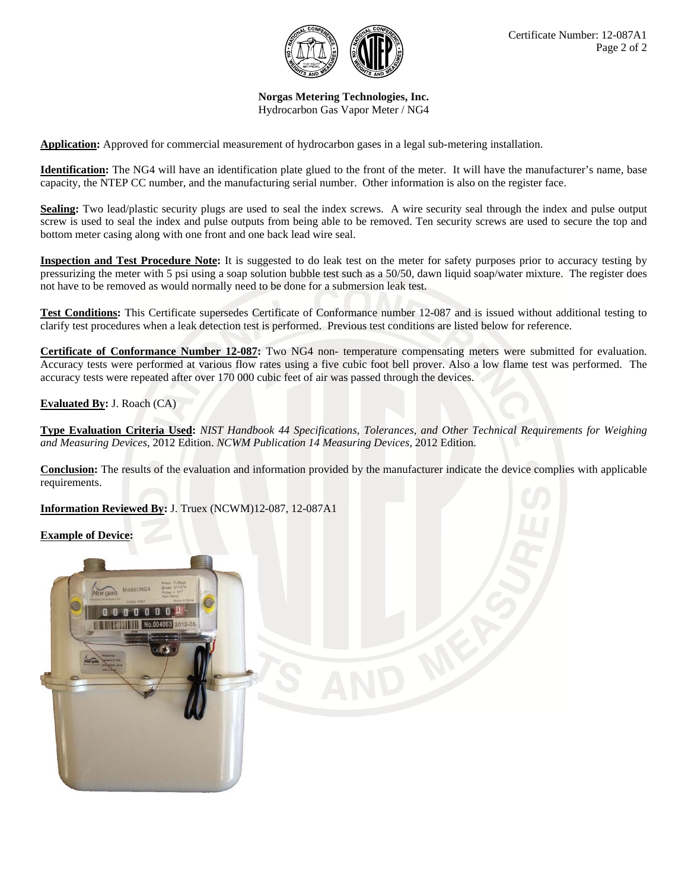**Norgas Metering Technologies, Inc.**
Hydrocarbon Gas Vapor Meter / NG4

**Application:** Approved for commercial measurement of hydrocarbon gases in a legal sub-metering installation.

**Identification:** The NG4 will have an identification plate glued to the front of the meter. It will have the manufacturer's name, base capacity, the NTEP CC number, and the manufacturing serial number. Other information is also on the register face.

**Sealing:** Two lead/plastic security plugs are used to seal the index screws. A wire security seal through the index and pulse output screw is used to seal the index and pulse outputs from being able to be removed. Ten security screws are used to secure the top and bottom meter casing along with one front and one back lead wire seal.

**Inspection and Test Procedure Note:** It is suggested to do leak test on the meter for safety purposes prior to accuracy testing by pressurizing the meter with 5 psi using a soap solution bubble test such as a 50/50, dawn liquid soap/water mixture. The register does not have to be removed as would normally need to be done for a submersion leak test.

**Test Conditions:** This Certificate supersedes Certificate of Conformance number 12-087 and is issued without additional testing to clarify test procedures when a leak detection test is performed. Previous test conditions are listed below for reference.

**Certificate of Conformance Number 12-087:** Two NG4 non- temperature compensating meters were submitted for evaluation. Accuracy tests were performed at various flow rates using a five cubic foot bell prover. Also a low flame test was performed. The accuracy tests were repeated after over 170 000 cubic feet of air was passed through the devices.

**Evaluated By:** J. Roach (CA)

**Type Evaluation Criteria Used:** *NIST Handbook 44 Specifications, Tolerances, and Other Technical Requirements for Weighing and Measuring Devices*, 2012 Edition. *NCWM Publication 14 Measuring Devices*, 2012 Edition.

**Conclusion:** The results of the evaluation and information provided by the manufacturer indicate the device complies with applicable requirements.

**Information Reviewed By:** J. Truex (NCWM)12-087, 12-087A1

**Example of Device:**